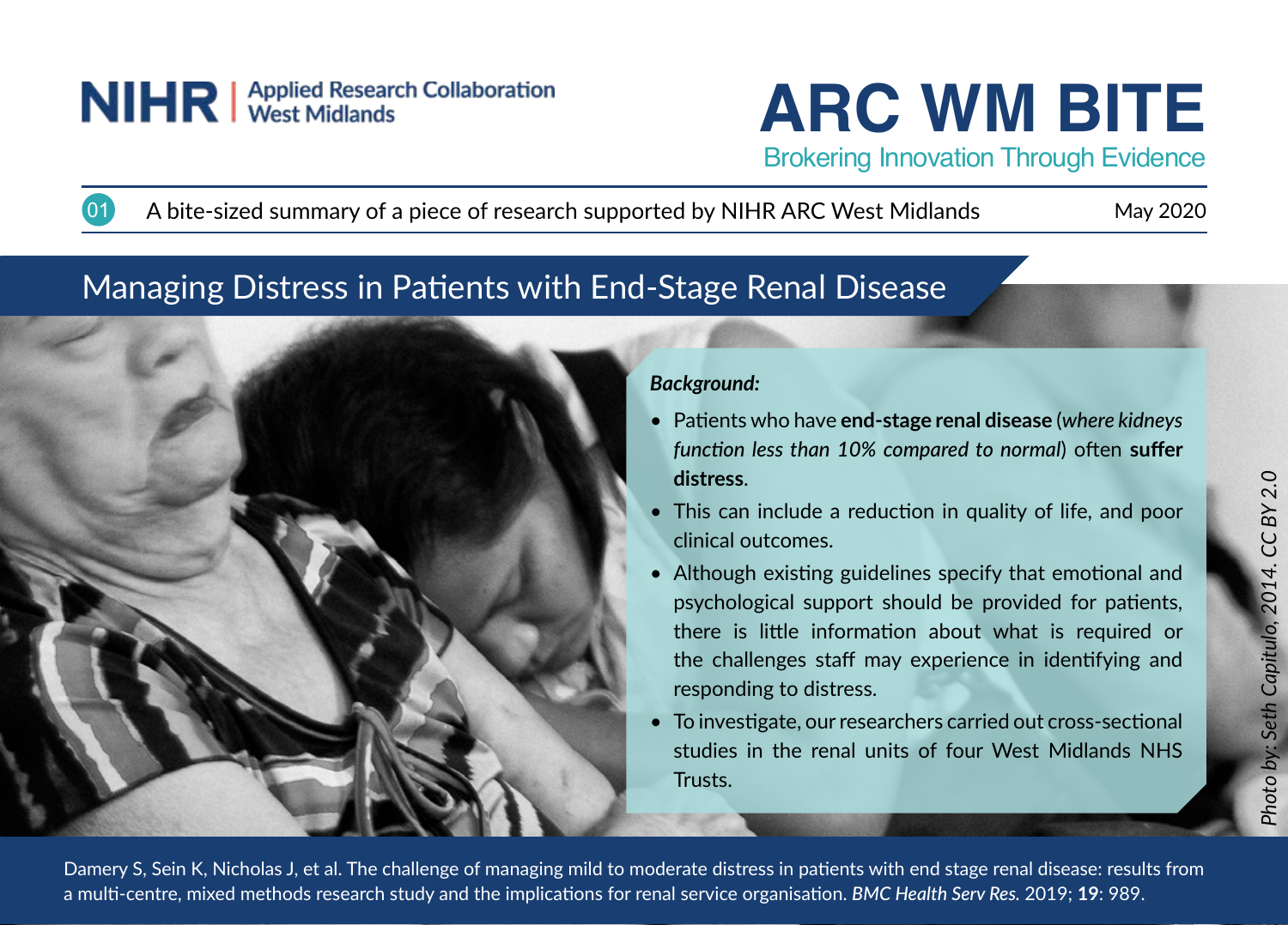NIHR | Applied Research Collaboration West Midlands

# ARC WM BITE

Brokering Innovation Through Evidence

01 A bite-sized summary of a piece of research supported by NIHR ARC West Midlands May 2020

## Managing Distress in Patients with End-Stage Renal Disease

***Background:***

- Patients who have **end-stage renal disease** (*where kidneys function less than 10% compared to normal*) often **suffer distress**.
- This can include a reduction in quality of life, and poor clinical outcomes.
- Although existing guidelines specify that emotional and psychological support should be provided for patients, there is little information about what is required or the challenges staff may experience in identifying and responding to distress.
- To investigate, our researchers carried out cross-sectional studies in the renal units of four West Midlands NHS Trusts.

*Photo by: Seth Capitulo, 2014. CC BY 2.0*

Damery S, Sein K, Nicholas J, et al. The challenge of managing mild to moderate distress in patients with end stage renal disease: results from a multi-centre, mixed methods research study and the implications for renal service organisation. *BMC Health Serv Res.* 2019; **19**: 989.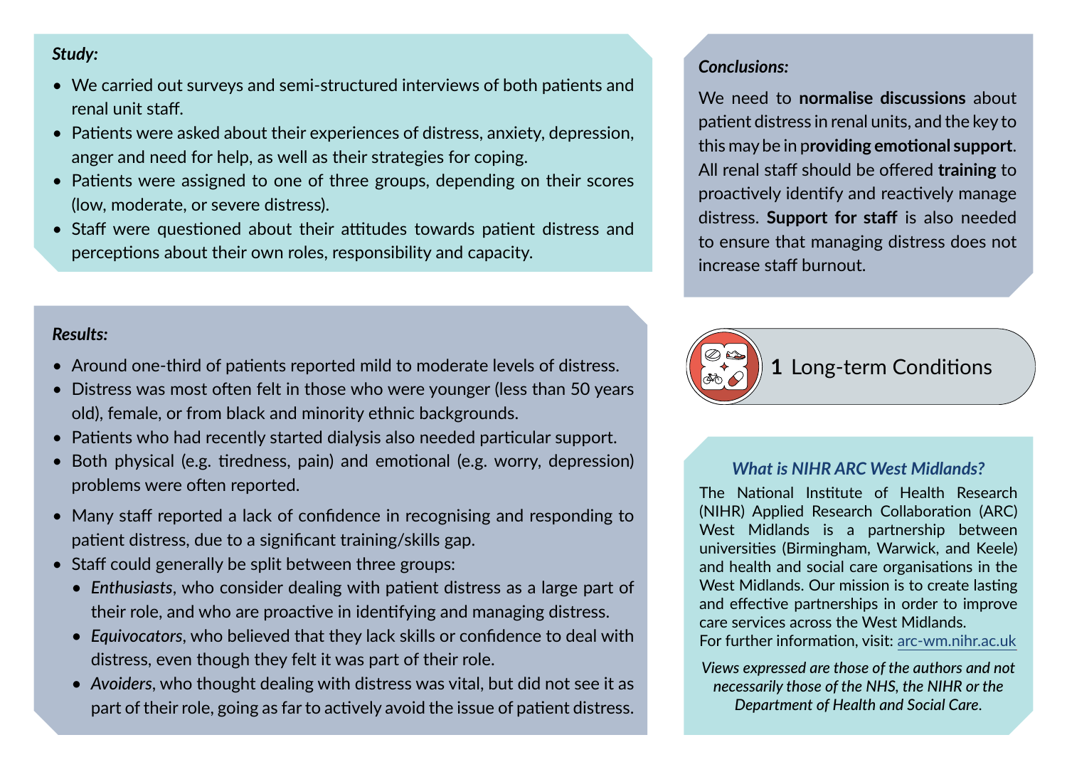***Study:***

- We carried out surveys and semi-structured interviews of both patients and renal unit staff.
- Patients were asked about their experiences of distress, anxiety, depression, anger and need for help, as well as their strategies for coping.
- Patients were assigned to one of three groups, depending on their scores (low, moderate, or severe distress).
- Staff were questioned about their attitudes towards patient distress and perceptions about their own roles, responsibility and capacity.

***Results:***

- Around one-third of patients reported mild to moderate levels of distress.
- Distress was most often felt in those who were younger (less than 50 years old), female, or from black and minority ethnic backgrounds.
- Patients who had recently started dialysis also needed particular support.
- Both physical (e.g. tiredness, pain) and emotional (e.g. worry, depression) problems were often reported.
- Many staff reported a lack of confidence in recognising and responding to patient distress, due to a significant training/skills gap.
- Staff could generally be split between three groups:
  - *Enthusiasts*, who consider dealing with patient distress as a large part of their role, and who are proactive in identifying and managing distress.
  - *Equivocators*, who believed that they lack skills or confidence to deal with distress, even though they felt it was part of their role.
  - *Avoiders*, who thought dealing with distress was vital, but did not see it as part of their role, going as far to actively avoid the issue of patient distress.

***Conclusions:***

We need to **normalise discussions** about patient distress in renal units, and the key to this may be in p**roviding emotional support**. All renal staff should be offered **training** to proactively identify and reactively manage distress. **Support for staff** is also needed to ensure that managing distress does not increase staff burnout.

**1** Long-term Conditions

***What is NIHR ARC West Midlands?***

The National Institute of Health Research (NIHR) Applied Research Collaboration (ARC) West Midlands is a partnership between universities (Birmingham, Warwick, and Keele) and health and social care organisations in the West Midlands. Our mission is to create lasting and effective partnerships in order to improve care services across the West Midlands.
For further information, visit: arc-wm.nihr.ac.uk

*Views expressed are those of the authors and not necessarily those of the NHS, the NIHR or the Department of Health and Social Care.*